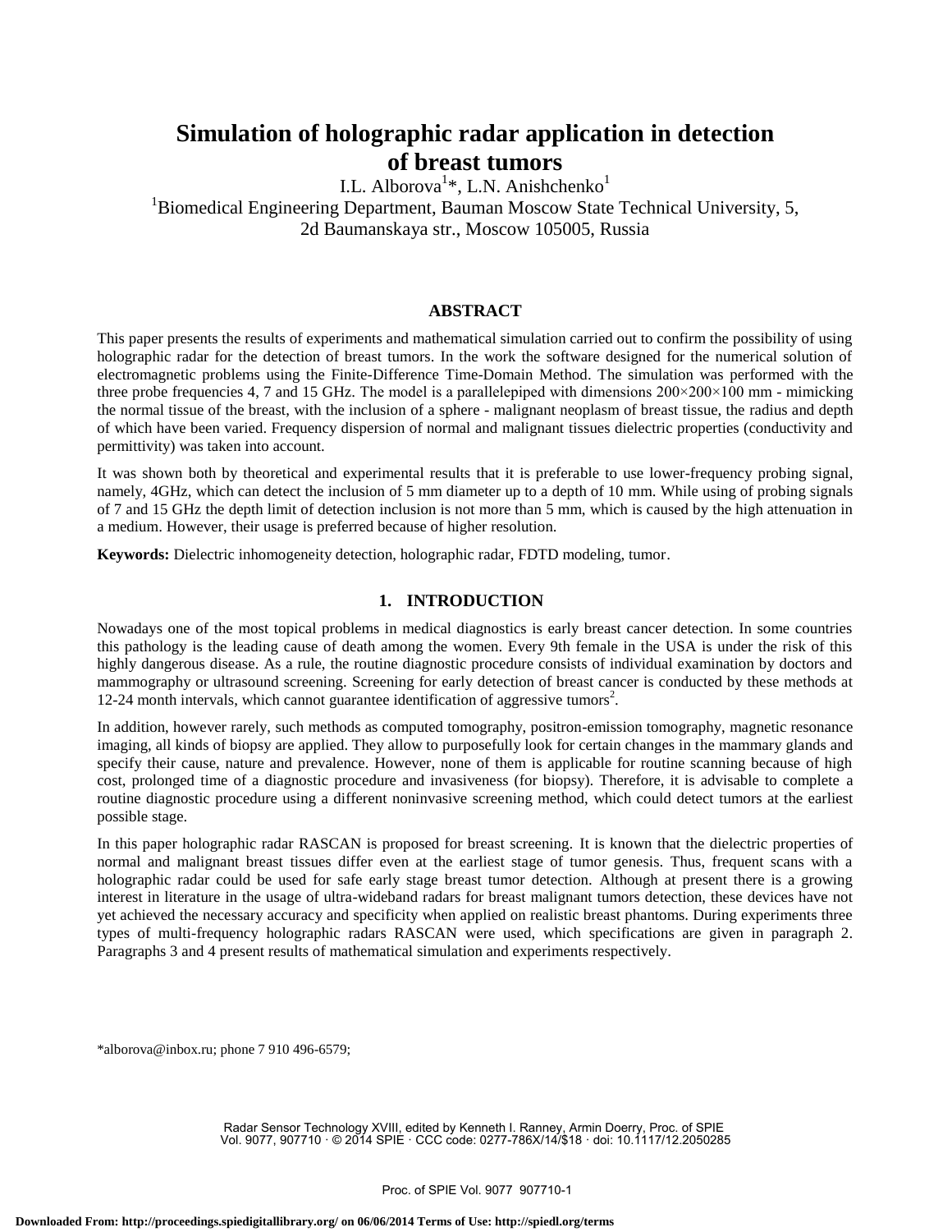# Simulation of holographic radar application in detection of breast tumors

I.L. Alborova[1]*, L.N. Anishchenko[1]

[1]Biomedical Engineering Department, Bauman Moscow State Technical University, 5, 2d Baumanskaya str., Moscow 105005, Russia

## ABSTRACT

This paper presents the results of experiments and mathematical simulation carried out to confirm the possibility of using holographic radar for the detection of breast tumors. In the work the software designed for the numerical solution of electromagnetic problems using the Finite-Difference Time-Domain Method. The simulation was performed with the three probe frequencies 4, 7 and 15 GHz. The model is a parallelepiped with dimensions 200×200×100 mm - mimicking the normal tissue of the breast, with the inclusion of a sphere - malignant neoplasm of breast tissue, the radius and depth of which have been varied. Frequency dispersion of normal and malignant tissues dielectric properties (conductivity and permittivity) was taken into account.

It was shown both by theoretical and experimental results that it is preferable to use lower-frequency probing signal, namely, 4GHz, which can detect the inclusion of 5 mm diameter up to a depth of 10 mm. While using of probing signals of 7 and 15 GHz the depth limit of detection inclusion is not more than 5 mm, which is caused by the high attenuation in a medium. However, their usage is preferred because of higher resolution.

**Keywords:** Dielectric inhomogeneity detection, holographic radar, FDTD modeling, tumor.

## 1. INTRODUCTION

Nowadays one of the most topical problems in medical diagnostics is early breast cancer detection. In some countries this pathology is the leading cause of death among the women. Every 9th female in the USA is under the risk of this highly dangerous disease. As a rule, the routine diagnostic procedure consists of individual examination by doctors and mammography or ultrasound screening. Screening for early detection of breast cancer is conducted by these methods at 12-24 month intervals, which cannot guarantee identification of aggressive tumors[2].

In addition, however rarely, such methods as computed tomography, positron-emission tomography, magnetic resonance imaging, all kinds of biopsy are applied. They allow to purposefully look for certain changes in the mammary glands and specify their cause, nature and prevalence. However, none of them is applicable for routine scanning because of high cost, prolonged time of a diagnostic procedure and invasiveness (for biopsy). Therefore, it is advisable to complete a routine diagnostic procedure using a different noninvasive screening method, which could detect tumors at the earliest possible stage.

In this paper holographic radar RASCAN is proposed for breast screening. It is known that the dielectric properties of normal and malignant breast tissues differ even at the earliest stage of tumor genesis. Thus, frequent scans with a holographic radar could be used for safe early stage breast tumor detection. Although at present there is a growing interest in literature in the usage of ultra-wideband radars for breast malignant tumors detection, these devices have not yet achieved the necessary accuracy and specificity when applied on realistic breast phantoms. During experiments three types of multi-frequency holographic radars RASCAN were used, which specifications are given in paragraph 2. Paragraphs 3 and 4 present results of mathematical simulation and experiments respectively.

*alborova@inbox.ru; phone 7 910 496-6579;

Radar Sensor Technology XVIII, edited by Kenneth I. Ranney, Armin Doerry, Proc. of SPIE Vol. 9077, 907710 · © 2014 SPIE · CCC code: 0277-786X/14/$18 · doi: 10.1117/12.2050285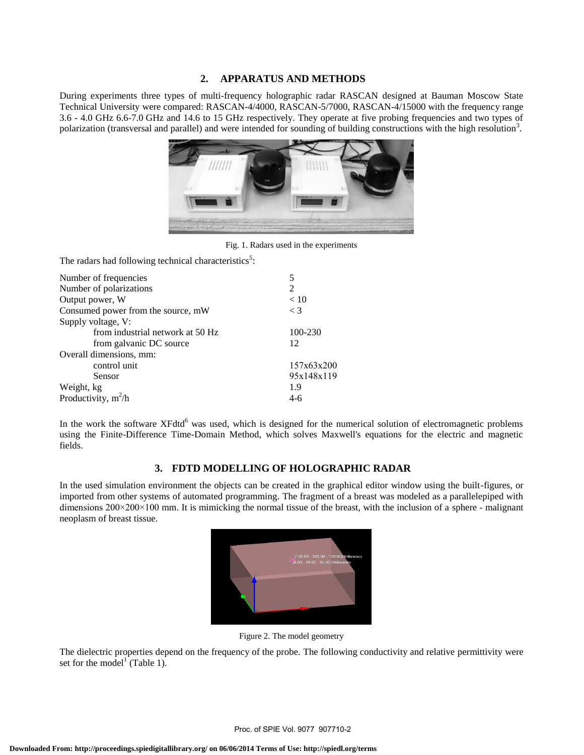## 2. APPARATUS AND METHODS

During experiments three types of multi-frequency holographic radar RASCAN designed at Bauman Moscow State Technical University were compared: RASCAN-4/4000, RASCAN-5/7000, RASCAN-4/15000 with the frequency range 3.6 - 4.0 GHz 6.6-7.0 GHz and 14.6 to 15 GHz respectively. They operate at five probing frequencies and two types of polarization (transversal and parallel) and were intended for sounding of building constructions with the high resolution[3].

Fig. 1. Radars used in the experiments

The radars had following technical characteristics[5]:

| | |
|---|---|
| Number of frequencies | 5 |
| Number of polarizations | 2 |
| Output power, W | < 10 |
| Consumed power from the source, mW | < 3 |
| Supply voltage, V: | |
| from industrial network at 50 Hz | 100-230 |
| from galvanic DC source | 12 |
| Overall dimensions, mm: | |
| control unit | 157x63x200 |
| Sensor | 95x148x119 |
| Weight, kg | 1.9 |
| Productivity, $m^2$/h | 4-6 |

In the work the software XFdtd[6] was used, which is designed for the numerical solution of electromagnetic problems using the Finite-Difference Time-Domain Method, which solves Maxwell's equations for the electric and magnetic fields.

## 3. FDTD MODELLING OF HOLOGRAPHIC RADAR

In the used simulation environment the objects can be created in the graphical editor window using the built-figures, or imported from other systems of automated programming. The fragment of a breast was modeled as a parallelepiped with dimensions 200×200×100 mm. It is mimicking the normal tissue of the breast, with the inclusion of a sphere - malignant neoplasm of breast tissue.

Figure 2. The model geometry

The dielectric properties depend on the frequency of the probe. The following conductivity and relative permittivity were set for the model[1] (Table 1).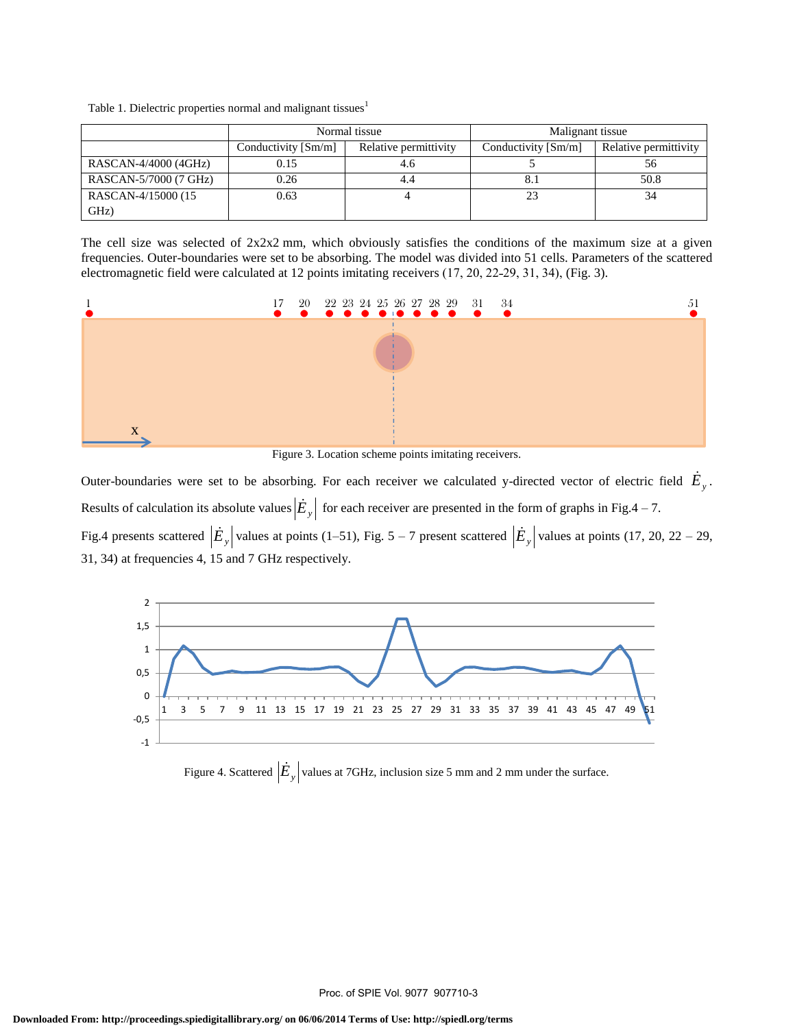Table 1. Dielectric properties normal and malignant tissues[1]

| | Normal tissue | | Malignant tissue | |
|---|---|---|---|---|
| | Conductivity [Sm/m] | Relative permittivity | Conductivity [Sm/m] | Relative permittivity |
| RASCAN-4/4000 (4GHz) | 0.15 | 4.6 | 5 | 56 |
| RASCAN-5/7000 (7 GHz) | 0.26 | 4.4 | 8.1 | 50.8 |
| RASCAN-4/15000 (15 GHz) | 0.63 | 4 | 23 | 34 |

The cell size was selected of 2x2x2 mm, which obviously satisfies the conditions of the maximum size at a given frequencies. Outer-boundaries were set to be absorbing. The model was divided into 51 cells. Parameters of the scattered electromagnetic field were calculated at 12 points imitating receivers (17, 20, 22-29, 31, 34), (Fig. 3).

Figure 3. Location scheme points imitating receivers.

Outer-boundaries were set to be absorbing. For each receiver we calculated y-directed vector of electric field $\dot{E}_y$. Results of calculation its absolute values $|\dot{E}_y|$ for each receiver are presented in the form of graphs in Fig.4 – 7.

Fig.4 presents scattered $|\dot{E}_y|$ values at points (1–51), Fig. 5 – 7 present scattered $|\dot{E}_y|$ values at points (17, 20, 22 – 29, 31, 34) at frequencies 4, 15 and 7 GHz respectively.

Figure 4. Scattered $|\dot{E}_y|$ values at 7GHz, inclusion size 5 mm and 2 mm under the surface.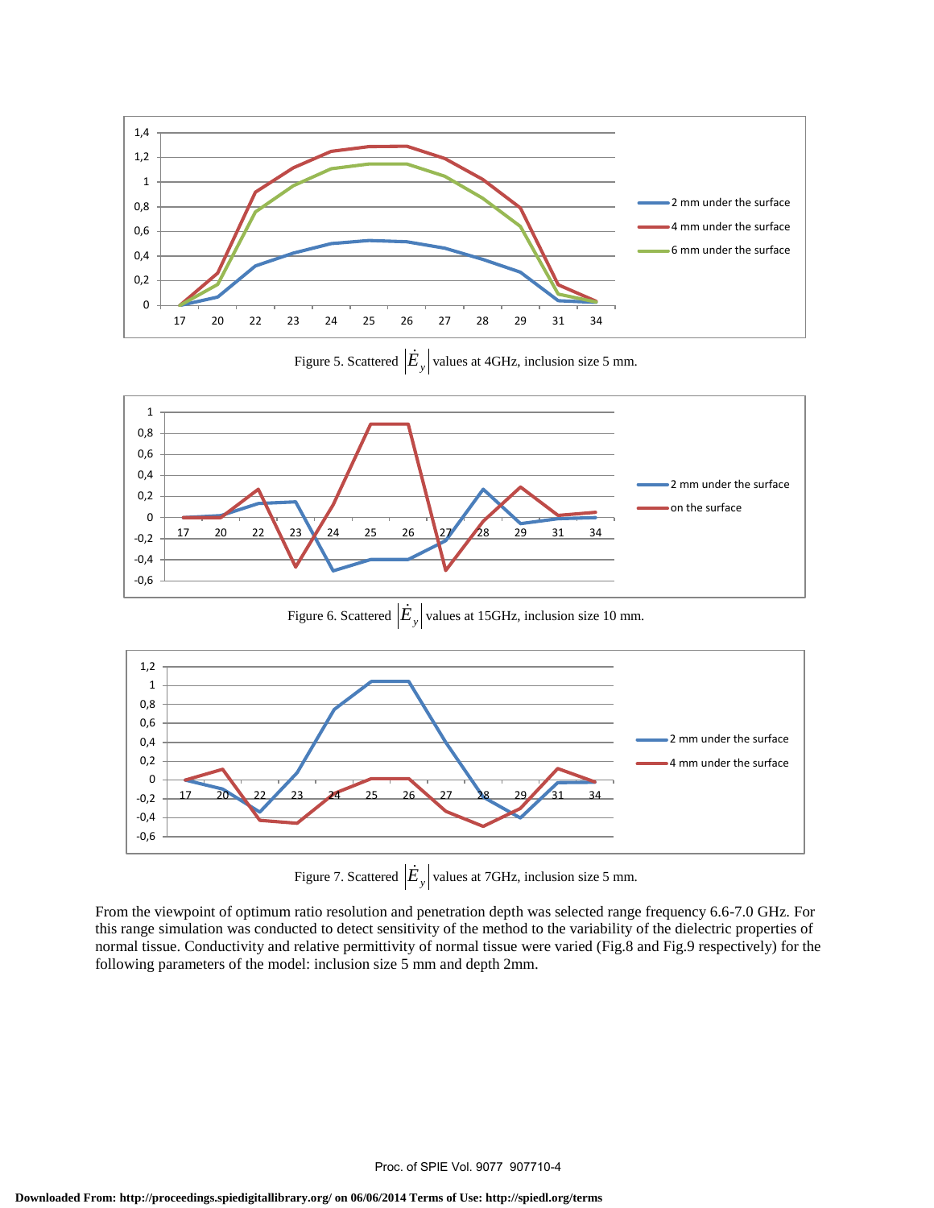Figure 5. Scattered $|\dot{E}_y|$ values at 4GHz, inclusion size 5 mm.

Figure 6. Scattered $|\dot{E}_y|$ values at 15GHz, inclusion size 10 mm.

Figure 7. Scattered $|\dot{E}_y|$ values at 7GHz, inclusion size 5 mm.

From the viewpoint of optimum ratio resolution and penetration depth was selected range frequency 6.6-7.0 GHz. For this range simulation was conducted to detect sensitivity of the method to the variability of the dielectric properties of normal tissue. Conductivity and relative permittivity of normal tissue were varied (Fig.8 and Fig.9 respectively) for the following parameters of the model: inclusion size 5 mm and depth 2mm.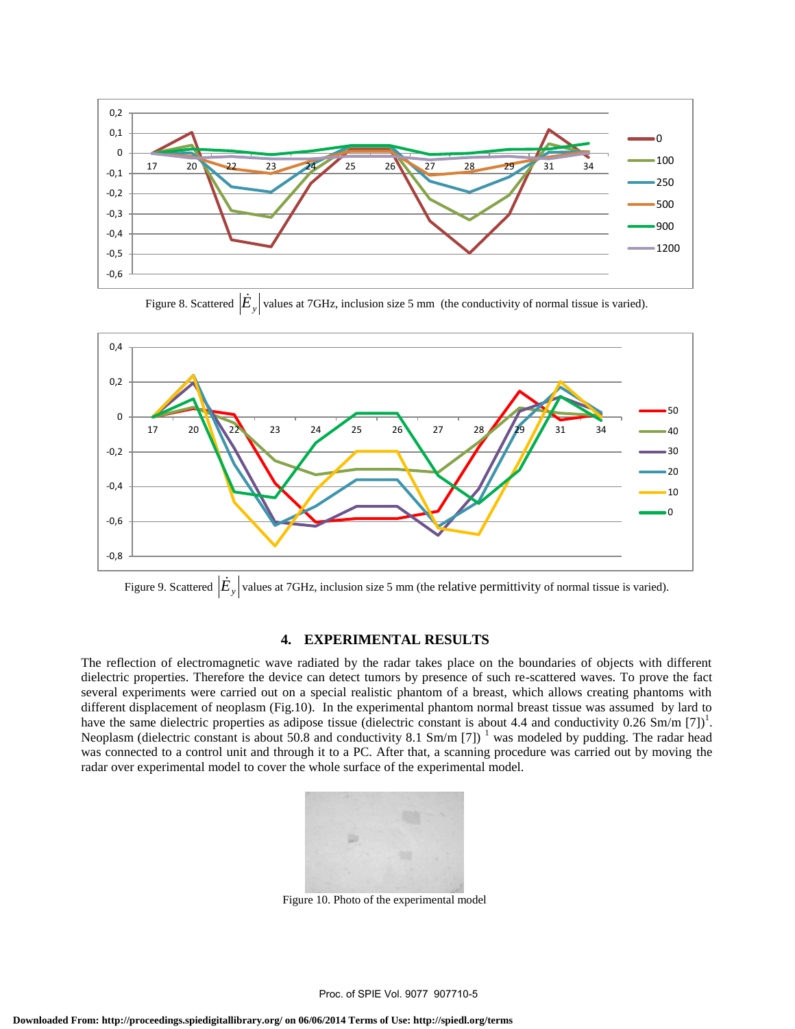Figure 8. Scattered $\left|\dot{E}_y\right|$ values at 7GHz, inclusion size 5 mm (the conductivity of normal tissue is varied).

Figure 9. Scattered $\left|\dot{E}_y\right|$ values at 7GHz, inclusion size 5 mm (the relative permittivity of normal tissue is varied).

## 4. EXPERIMENTAL RESULTS

The reflection of electromagnetic wave radiated by the radar takes place on the boundaries of objects with different dielectric properties. Therefore the device can detect tumors by presence of such re-scattered waves. To prove the fact several experiments were carried out on a special realistic phantom of a breast, which allows creating phantoms with different displacement of neoplasm (Fig.10). In the experimental phantom normal breast tissue was assumed by lard to have the same dielectric properties as adipose tissue (dielectric constant is about 4.4 and conductivity 0.26 Sm/m [7])[1]. Neoplasm (dielectric constant is about 50.8 and conductivity 8.1 Sm/m [7]) [1] was modeled by pudding. The radar head was connected to a control unit and through it to a PC. After that, a scanning procedure was carried out by moving the radar over experimental model to cover the whole surface of the experimental model.

Figure 10. Photo of the experimental model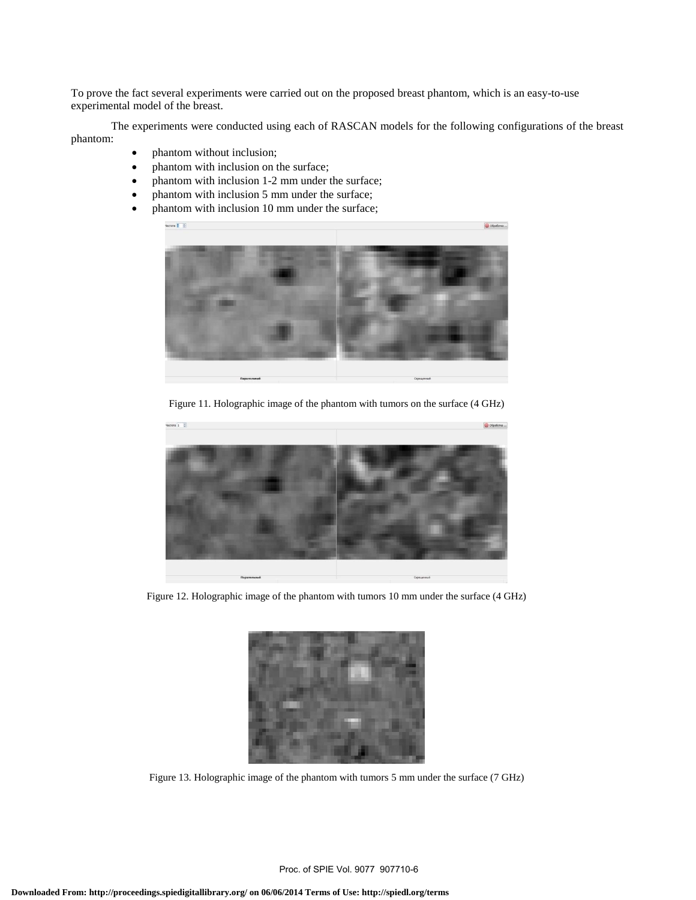To prove the fact several experiments were carried out on the proposed breast phantom, which is an easy-to-use experimental model of the breast.

The experiments were conducted using each of RASCAN models for the following configurations of the breast phantom:

- phantom without inclusion;
- phantom with inclusion on the surface;
- phantom with inclusion 1-2 mm under the surface;
- phantom with inclusion 5 mm under the surface;
- phantom with inclusion 10 mm under the surface;

Figure 11. Holographic image of the phantom with tumors on the surface (4 GHz)

Figure 12. Holographic image of the phantom with tumors 10 mm under the surface (4 GHz)

Figure 13. Holographic image of the phantom with tumors 5 mm under the surface (7 GHz)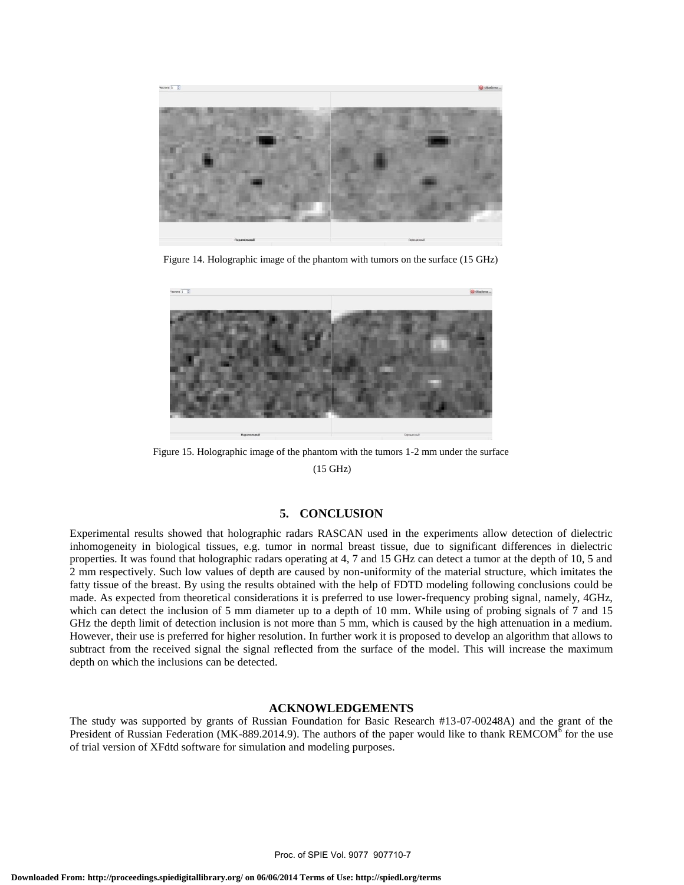Figure 14. Holographic image of the phantom with tumors on the surface (15 GHz)

Figure 15. Holographic image of the phantom with the tumors 1-2 mm under the surface (15 GHz)

## 5. CONCLUSION

Experimental results showed that holographic radars RASCAN used in the experiments allow detection of dielectric inhomogeneity in biological tissues, e.g. tumor in normal breast tissue, due to significant differences in dielectric properties. It was found that holographic radars operating at 4, 7 and 15 GHz can detect a tumor at the depth of 10, 5 and 2 mm respectively. Such low values of depth are caused by non-uniformity of the material structure, which imitates the fatty tissue of the breast. By using the results obtained with the help of FDTD modeling following conclusions could be made. As expected from theoretical considerations it is preferred to use lower-frequency probing signal, namely, 4GHz, which can detect the inclusion of 5 mm diameter up to a depth of 10 mm. While using of probing signals of 7 and 15 GHz the depth limit of detection inclusion is not more than 5 mm, which is caused by the high attenuation in a medium. However, their use is preferred for higher resolution. In further work it is proposed to develop an algorithm that allows to subtract from the received signal the signal reflected from the surface of the model. This will increase the maximum depth on which the inclusions can be detected.

## ACKNOWLEDGEMENTS

The study was supported by grants of Russian Foundation for Basic Research #13-07-00248A) and the grant of the President of Russian Federation (MK-889.2014.9). The authors of the paper would like to thank REMCOM[6] for the use of trial version of XFdtd software for simulation and modeling purposes.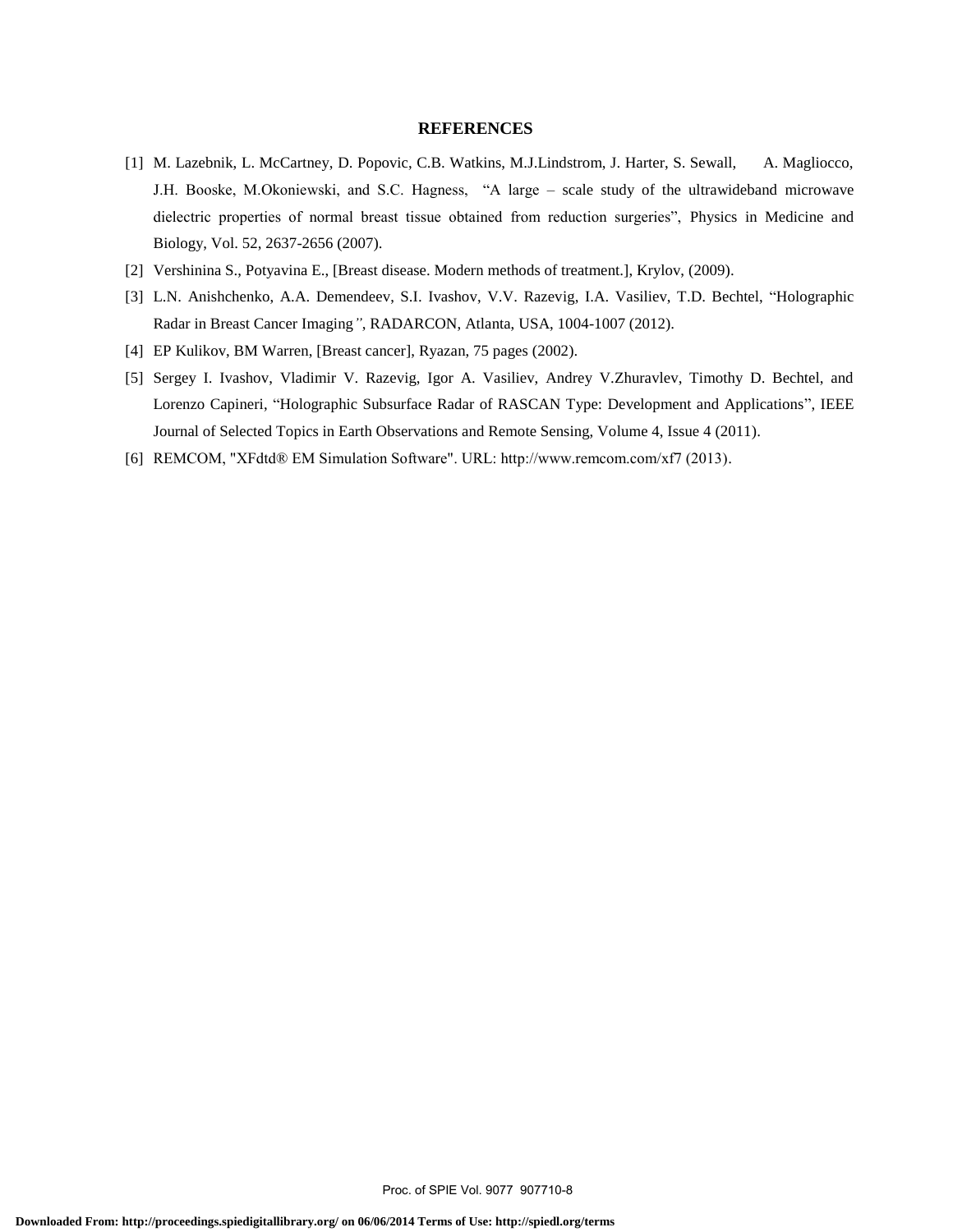## REFERENCES

[1] M. Lazebnik, L. McCartney, D. Popovic, C.B. Watkins, M.J.Lindstrom, J. Harter, S. Sewall, A. Magliocco, J.H. Booske, M.Okoniewski, and S.C. Hagness, "A large – scale study of the ultrawideband microwave dielectric properties of normal breast tissue obtained from reduction surgeries", Physics in Medicine and Biology, Vol. 52, 2637-2656 (2007).

[2] Vershinina S., Potyavina E., [Breast disease. Modern methods of treatment.], Krylov, (2009).

[3] L.N. Anishchenko, A.A. Demendeev, S.I. Ivashov, V.V. Razevig, I.A. Vasiliev, T.D. Bechtel, "Holographic Radar in Breast Cancer Imaging", RADARCON, Atlanta, USA, 1004-1007 (2012).

[4] EP Kulikov, BM Warren, [Breast cancer], Ryazan, 75 pages (2002).

[5] Sergey I. Ivashov, Vladimir V. Razevig, Igor A. Vasiliev, Andrey V.Zhuravlev, Timothy D. Bechtel, and Lorenzo Capineri, "Holographic Subsurface Radar of RASCAN Type: Development and Applications", IEEE Journal of Selected Topics in Earth Observations and Remote Sensing, Volume 4, Issue 4 (2011).

[6] REMCOM, "XFdtd® EM Simulation Software". URL: http://www.remcom.com/xf7 (2013).